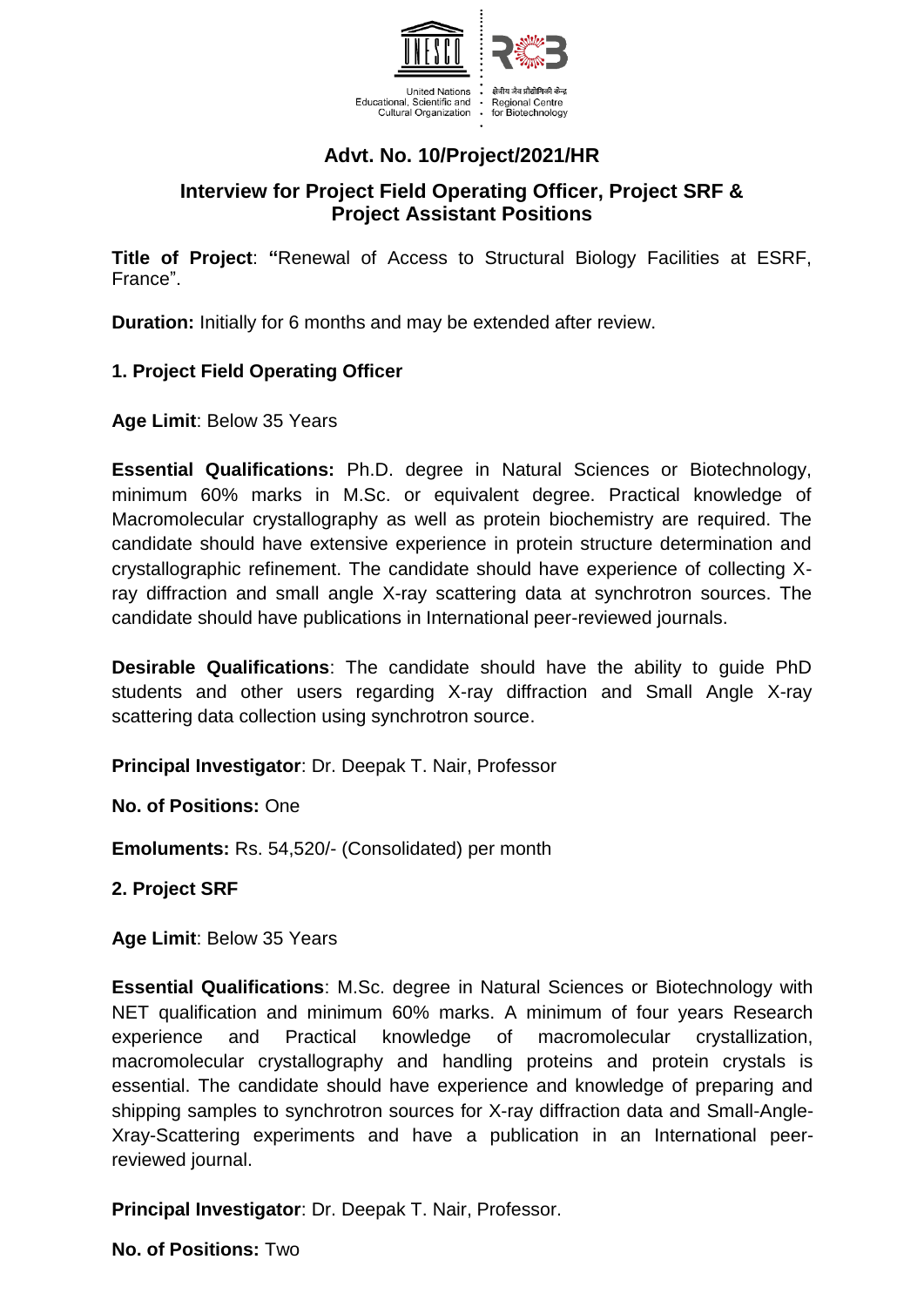United Nations Educational, Scientific and Cultural Organization

क्षेत्रीय जैव प्रौद्योगिकी केन्द्र
Regional Centre for Biotechnology

## Advt. No. 10/Project/2021/HR

## Interview for Project Field Operating Officer, Project SRF & Project Assistant Positions

**Title of Project**: **"**Renewal of Access to Structural Biology Facilities at ESRF, France".

**Duration:** Initially for 6 months and may be extended after review.

### 1. Project Field Operating Officer

**Age Limit**: Below 35 Years

**Essential Qualifications:** Ph.D. degree in Natural Sciences or Biotechnology, minimum 60% marks in M.Sc. or equivalent degree. Practical knowledge of Macromolecular crystallography as well as protein biochemistry are required. The candidate should have extensive experience in protein structure determination and crystallographic refinement. The candidate should have experience of collecting X-ray diffraction and small angle X-ray scattering data at synchrotron sources. The candidate should have publications in International peer-reviewed journals.

**Desirable Qualifications**: The candidate should have the ability to guide PhD students and other users regarding X-ray diffraction and Small Angle X-ray scattering data collection using synchrotron source.

**Principal Investigator**: Dr. Deepak T. Nair, Professor

**No. of Positions:** One

**Emoluments:** Rs. 54,520/- (Consolidated) per month

### 2. Project SRF

**Age Limit**: Below 35 Years

**Essential Qualifications**: M.Sc. degree in Natural Sciences or Biotechnology with NET qualification and minimum 60% marks. A minimum of four years Research experience and Practical knowledge of macromolecular crystallization, macromolecular crystallography and handling proteins and protein crystals is essential. The candidate should have experience and knowledge of preparing and shipping samples to synchrotron sources for X-ray diffraction data and Small-Angle-Xray-Scattering experiments and have a publication in an International peer-reviewed journal.

**Principal Investigator**: Dr. Deepak T. Nair, Professor.

**No. of Positions:** Two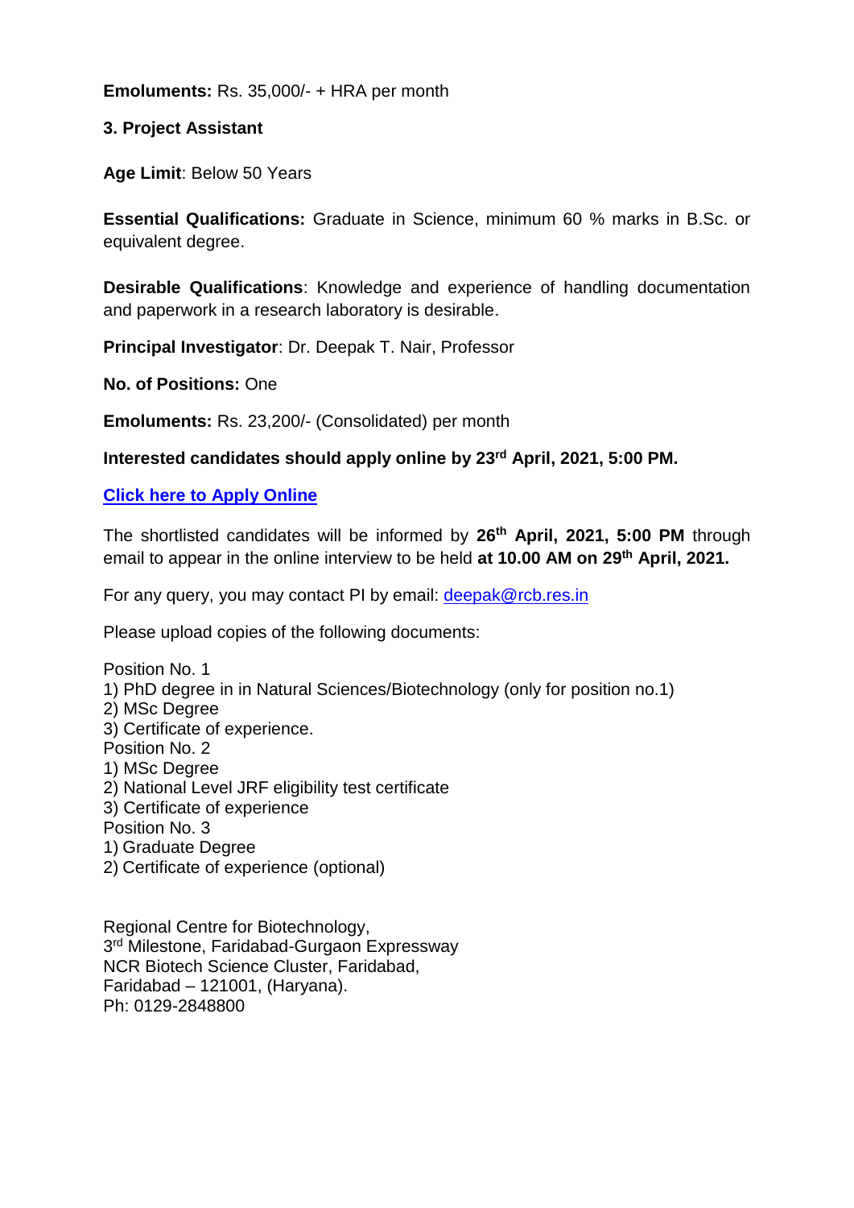**Emoluments:** Rs. 35,000/- + HRA per month

**3. Project Assistant**

**Age Limit**: Below 50 Years

**Essential Qualifications:** Graduate in Science, minimum 60 % marks in B.Sc. or equivalent degree.

**Desirable Qualifications**: Knowledge and experience of handling documentation and paperwork in a research laboratory is desirable.

**Principal Investigator**: Dr. Deepak T. Nair, Professor

**No. of Positions:** One

**Emoluments:** Rs. 23,200/- (Consolidated) per month

**Interested candidates should apply online by 23rd April, 2021, 5:00 PM.**

**Click here to Apply Online**

The shortlisted candidates will be informed by **26th April, 2021, 5:00 PM** through email to appear in the online interview to be held **at 10.00 AM on 29th April, 2021.**

For any query, you may contact PI by email: deepak@rcb.res.in

Please upload copies of the following documents:

Position No. 1
1) PhD degree in in Natural Sciences/Biotechnology (only for position no.1)
2) MSc Degree
3) Certificate of experience.

Position No. 2
1) MSc Degree
2) National Level JRF eligibility test certificate
3) Certificate of experience

Position No. 3
1) Graduate Degree
2) Certificate of experience (optional)

Regional Centre for Biotechnology,
3rd Milestone, Faridabad-Gurgaon Expressway
NCR Biotech Science Cluster, Faridabad,
Faridabad – 121001, (Haryana).
Ph: 0129-2848800